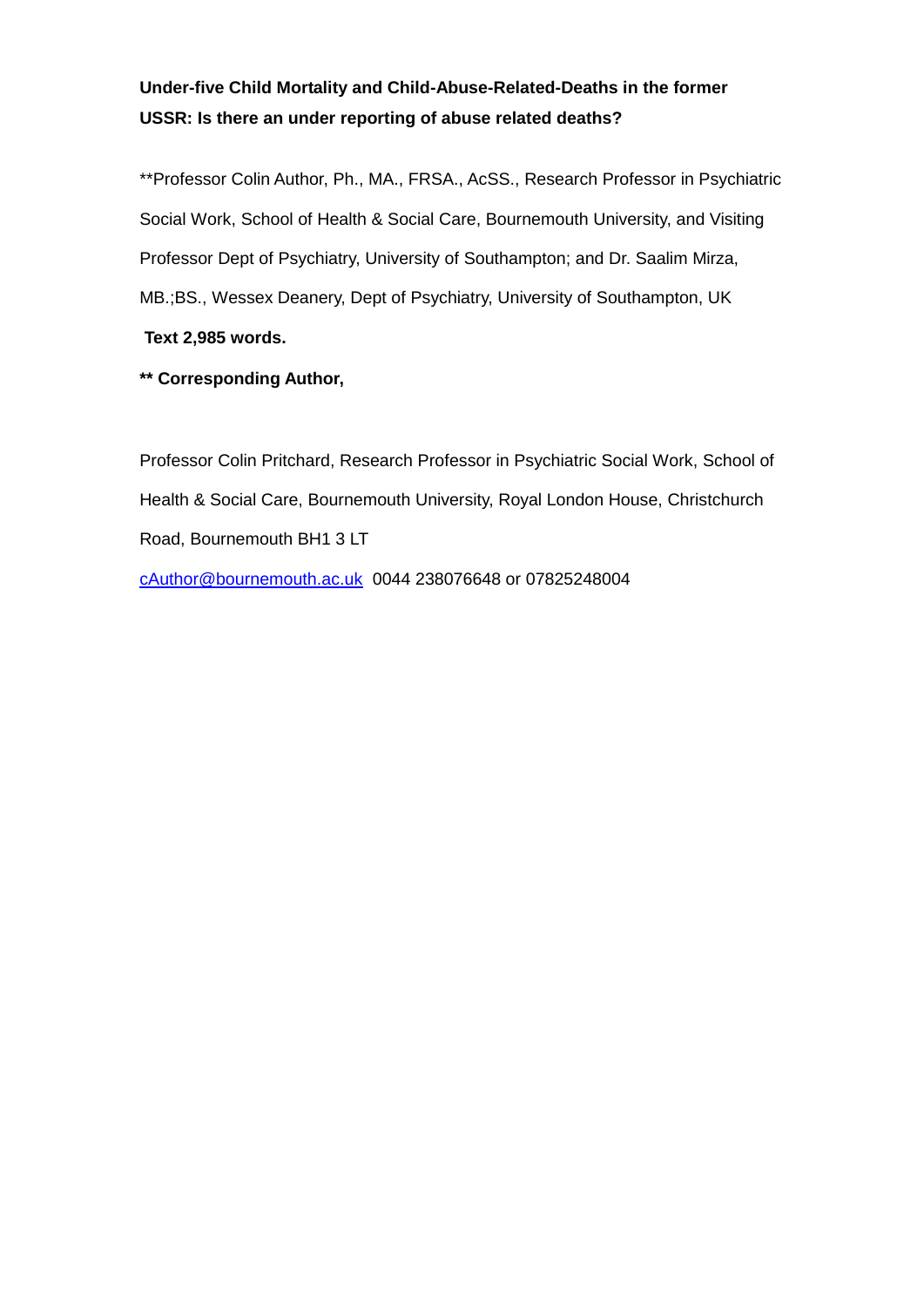**Under-five Child Mortality and Child-Abuse-Related-Deaths in the former USSR: Is there an under reporting of abuse related deaths?**

**Professor Colin Author, Ph., MA., FRSA., AcSS., Research Professor in Psychiatric Social Work, School of Health & Social Care, Bournemouth University, and Visiting Professor Dept of Psychiatry, University of Southampton; and Dr. Saalim Mirza, MB.;BS., Wessex Deanery, Dept of Psychiatry, University of Southampton, UK

**Text 2,985 words.**

**\*\* Corresponding Author,**

Professor Colin Pritchard, Research Professor in Psychiatric Social Work, School of Health & Social Care, Bournemouth University, Royal London House, Christchurch Road, Bournemouth BH1 3 LT

cAuthor@bournemouth.ac.uk 0044 238076648 or 07825248004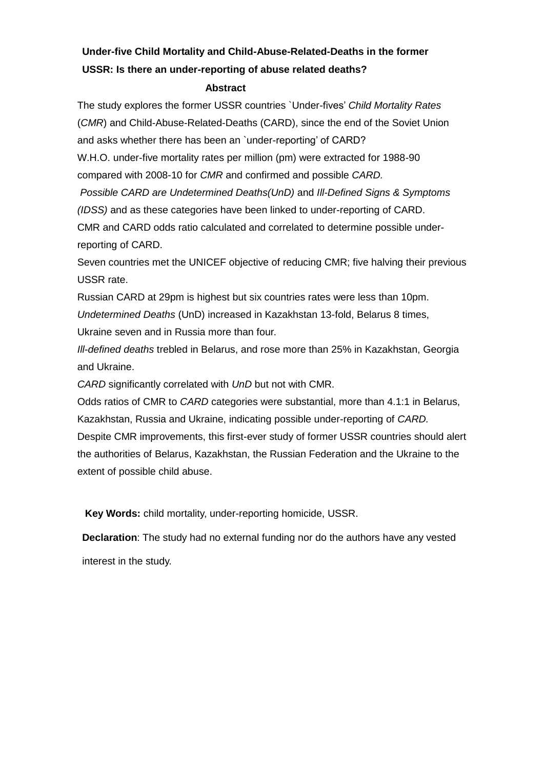**Under-five Child Mortality and Child-Abuse-Related-Deaths in the former USSR: Is there an under-reporting of abuse related deaths?**

**Abstract**

The study explores the former USSR countries `Under-fives' *Child Mortality Rates* (*CMR*) and Child-Abuse-Related-Deaths (CARD), since the end of the Soviet Union and asks whether there has been an `under-reporting' of CARD?

W.H.O. under-five mortality rates per million (pm) were extracted for 1988-90 compared with 2008-10 for *CMR* and confirmed and possible *CARD.*

*Possible CARD are Undetermined Deaths(UnD)* and *Ill-Defined Signs & Symptoms (IDSS)* and as these categories have been linked to under-reporting of CARD.

CMR and CARD odds ratio calculated and correlated to determine possible under-reporting of CARD.

Seven countries met the UNICEF objective of reducing CMR; five halving their previous USSR rate.

Russian CARD at 29pm is highest but six countries rates were less than 10pm.

*Undetermined Deaths* (UnD) increased in Kazakhstan 13-fold, Belarus 8 times, Ukraine seven and in Russia more than four.

*Ill-defined deaths* trebled in Belarus, and rose more than 25% in Kazakhstan, Georgia and Ukraine.

*CARD* significantly correlated with *UnD* but not with CMR.

Odds ratios of CMR to *CARD* categories were substantial, more than 4.1:1 in Belarus, Kazakhstan, Russia and Ukraine, indicating possible under-reporting of *CARD.*

Despite CMR improvements, this first-ever study of former USSR countries should alert the authorities of Belarus, Kazakhstan, the Russian Federation and the Ukraine to the extent of possible child abuse.

**Key Words:** child mortality, under-reporting homicide, USSR.

**Declaration**: The study had no external funding nor do the authors have any vested interest in the study.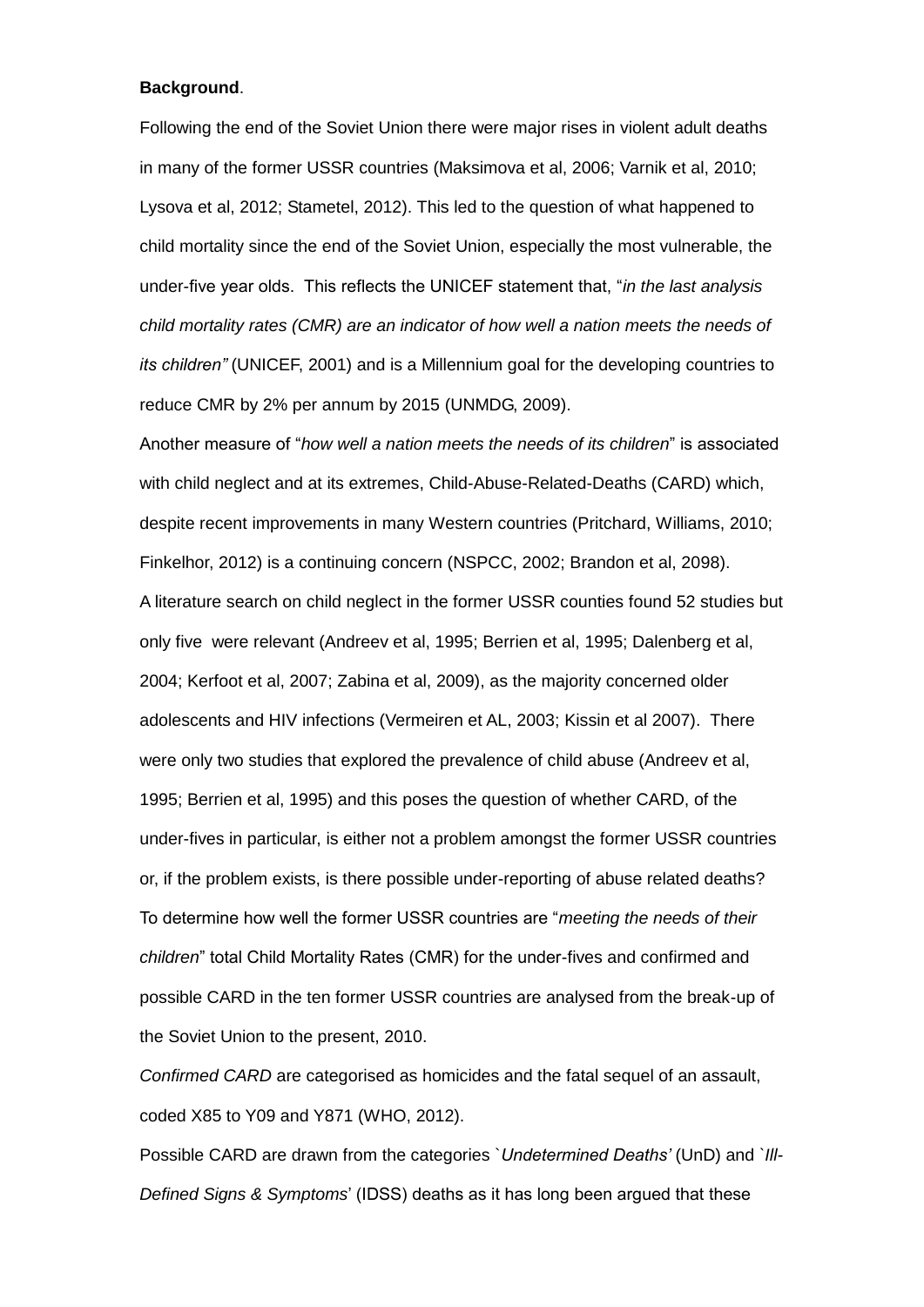**Background**.

Following the end of the Soviet Union there were major rises in violent adult deaths in many of the former USSR countries (Maksimova et al, 2006; Varnik et al, 2010; Lysova et al, 2012; Stametel, 2012). This led to the question of what happened to child mortality since the end of the Soviet Union, especially the most vulnerable, the under-five year olds. This reflects the UNICEF statement that, "*in the last analysis child mortality rates (CMR) are an indicator of how well a nation meets the needs of its children"* (UNICEF, 2001) and is a Millennium goal for the developing countries to reduce CMR by 2% per annum by 2015 (UNMDG, 2009).

Another measure of "*how well a nation meets the needs of its children*" is associated with child neglect and at its extremes, Child-Abuse-Related-Deaths (CARD) which, despite recent improvements in many Western countries (Pritchard, Williams, 2010; Finkelhor, 2012) is a continuing concern (NSPCC, 2002; Brandon et al, 2098).

A literature search on child neglect in the former USSR counties found 52 studies but only five were relevant (Andreev et al, 1995; Berrien et al, 1995; Dalenberg et al, 2004; Kerfoot et al, 2007; Zabina et al, 2009), as the majority concerned older adolescents and HIV infections (Vermeiren et AL, 2003; Kissin et al 2007). There were only two studies that explored the prevalence of child abuse (Andreev et al, 1995; Berrien et al, 1995) and this poses the question of whether CARD, of the under-fives in particular, is either not a problem amongst the former USSR countries or, if the problem exists, is there possible under-reporting of abuse related deaths?

To determine how well the former USSR countries are "*meeting the needs of their children*" total Child Mortality Rates (CMR) for the under-fives and confirmed and possible CARD in the ten former USSR countries are analysed from the break-up of the Soviet Union to the present, 2010.

*Confirmed CARD* are categorised as homicides and the fatal sequel of an assault, coded X85 to Y09 and Y871 (WHO, 2012).

Possible CARD are drawn from the categories `*Undetermined Deaths'* (UnD) and `*Ill-Defined Signs & Symptoms*' (IDSS) deaths as it has long been argued that these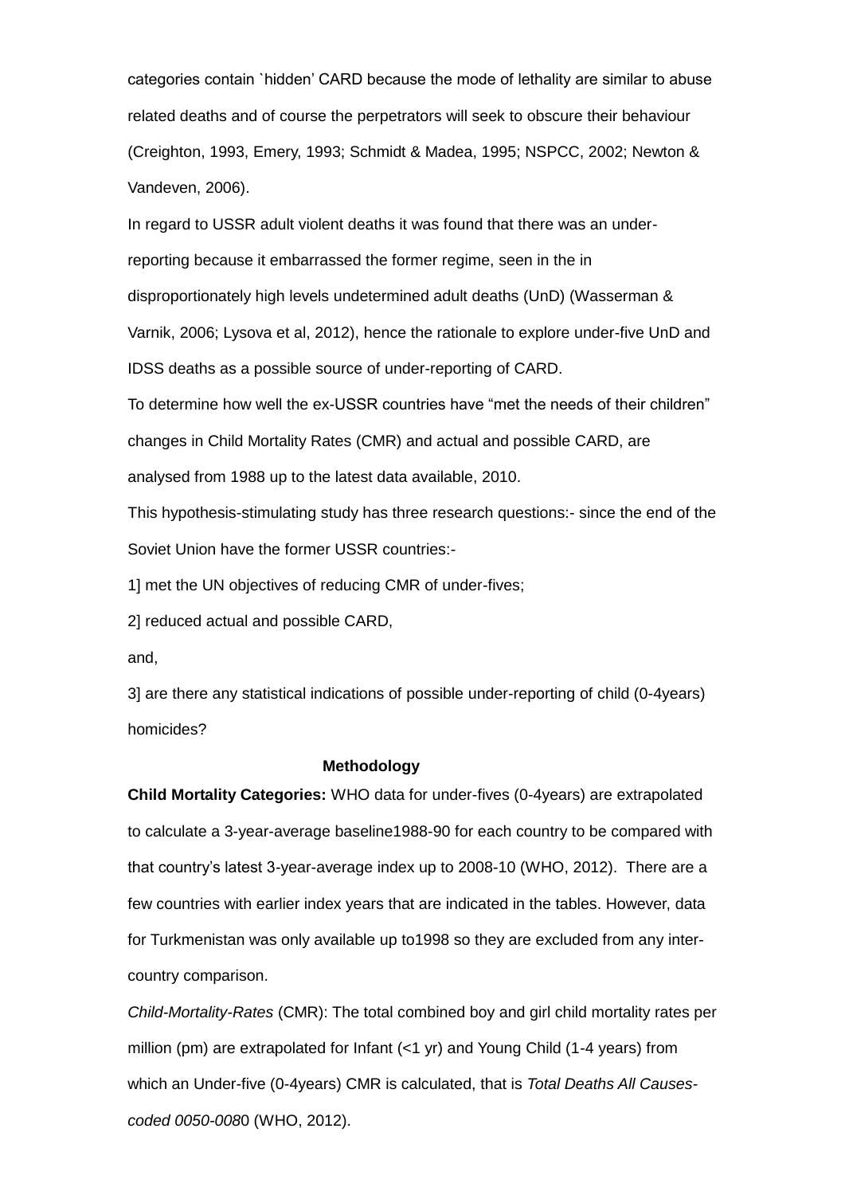categories contain `hidden' CARD because the mode of lethality are similar to abuse related deaths and of course the perpetrators will seek to obscure their behaviour (Creighton, 1993, Emery, 1993; Schmidt & Madea, 1995; NSPCC, 2002; Newton & Vandeven, 2006).

In regard to USSR adult violent deaths it was found that there was an under-reporting because it embarrassed the former regime, seen in the in disproportionately high levels undetermined adult deaths (UnD) (Wasserman & Varnik, 2006; Lysova et al, 2012), hence the rationale to explore under-five UnD and IDSS deaths as a possible source of under-reporting of CARD.

To determine how well the ex-USSR countries have "met the needs of their children" changes in Child Mortality Rates (CMR) and actual and possible CARD, are analysed from 1988 up to the latest data available, 2010.

This hypothesis-stimulating study has three research questions:- since the end of the Soviet Union have the former USSR countries:-

1] met the UN objectives of reducing CMR of under-fives;

2] reduced actual and possible CARD,

and,

3] are there any statistical indications of possible under-reporting of child (0-4years) homicides?

## Methodology

**Child Mortality Categories:** WHO data for under-fives (0-4years) are extrapolated to calculate a 3-year-average baseline1988-90 for each country to be compared with that country's latest 3-year-average index up to 2008-10 (WHO, 2012). There are a few countries with earlier index years that are indicated in the tables. However, data for Turkmenistan was only available up to1998 so they are excluded from any inter-country comparison.

*Child-Mortality-Rates* (CMR): The total combined boy and girl child mortality rates per million (pm) are extrapolated for Infant (<1 yr) and Young Child (1-4 years) from which an Under-five (0-4years) CMR is calculated, that is *Total Deaths All Causes-coded 0050-008*0 (WHO, 2012).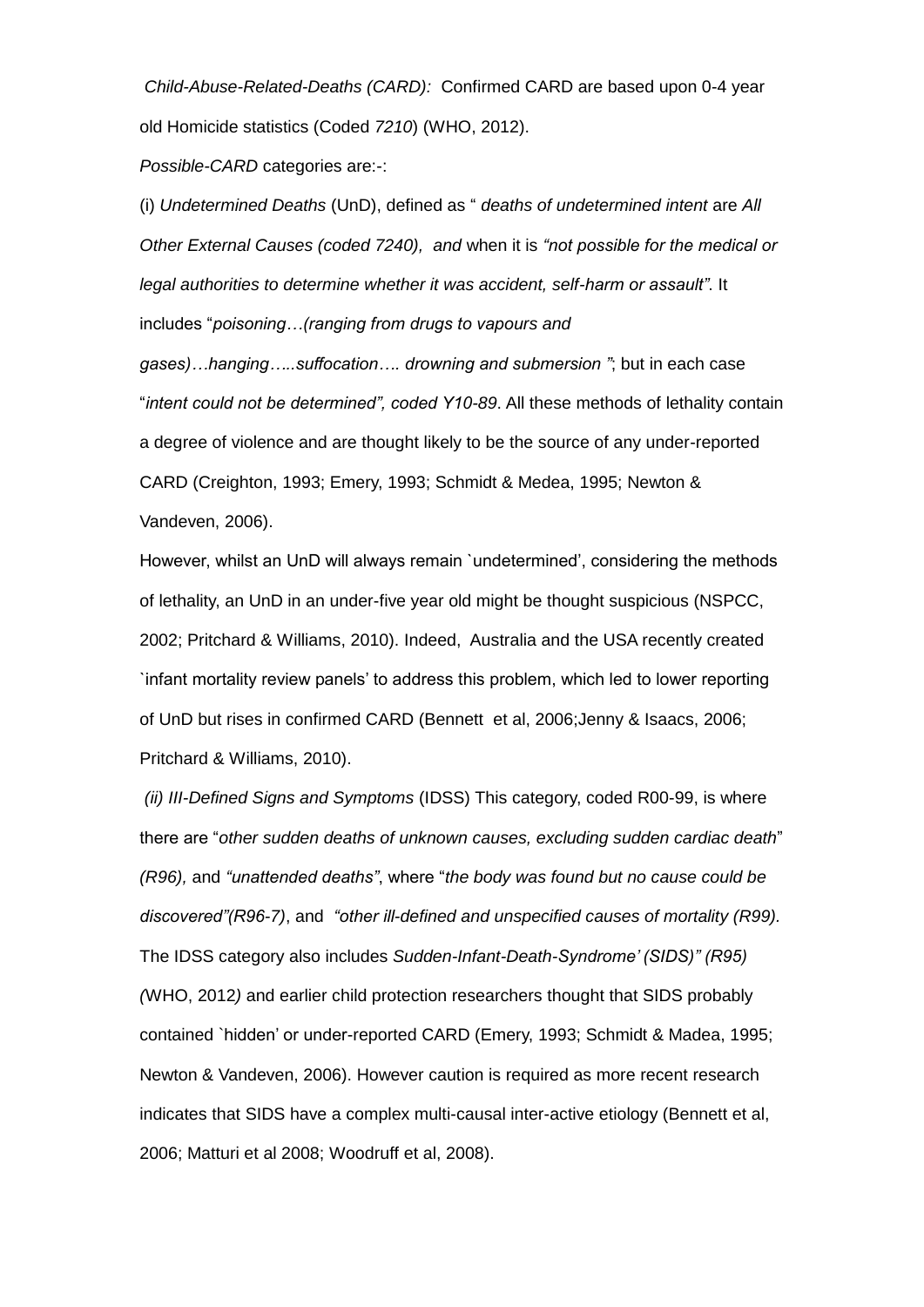*Child-Abuse-Related-Deaths (CARD):* Confirmed CARD are based upon 0-4 year old Homicide statistics (Coded *7210*) (WHO, 2012).

*Possible-CARD* categories are:-:

(i) *Undetermined Deaths* (UnD), defined as " *deaths of undetermined intent* are *All Other External Causes (coded 7240), and* when it is *"not possible for the medical or legal authorities to determine whether it was accident, self-harm or assault"*. It includes "*poisoning…(ranging from drugs to vapours and gases)…hanging…..suffocation…. drowning and submersion "*; but in each case "*intent could not be determined", coded Y10-89*. All these methods of lethality contain a degree of violence and are thought likely to be the source of any under-reported CARD (Creighton, 1993; Emery, 1993; Schmidt & Medea, 1995; Newton & Vandeven, 2006).

However, whilst an UnD will always remain `undetermined', considering the methods of lethality, an UnD in an under-five year old might be thought suspicious (NSPCC, 2002; Pritchard & Williams, 2010). Indeed, Australia and the USA recently created `infant mortality review panels' to address this problem, which led to lower reporting of UnD but rises in confirmed CARD (Bennett et al, 2006;Jenny & Isaacs, 2006; Pritchard & Williams, 2010).

*(ii) III-Defined Signs and Symptoms* (IDSS) This category, coded R00-99, is where there are "*other sudden deaths of unknown causes, excluding sudden cardiac death*" *(R96),* and *"unattended deaths"*, where "*the body was found but no cause could be discovered"(R96-7)*, and *"other ill-defined and unspecified causes of mortality (R99).* The IDSS category also includes *Sudden-Infant-Death-Syndrome' (SIDS)" (R95) (*WHO, 2012*)* and earlier child protection researchers thought that SIDS probably contained `hidden' or under-reported CARD (Emery, 1993; Schmidt & Madea, 1995; Newton & Vandeven, 2006). However caution is required as more recent research indicates that SIDS have a complex multi-causal inter-active etiology (Bennett et al, 2006; Matturi et al 2008; Woodruff et al, 2008).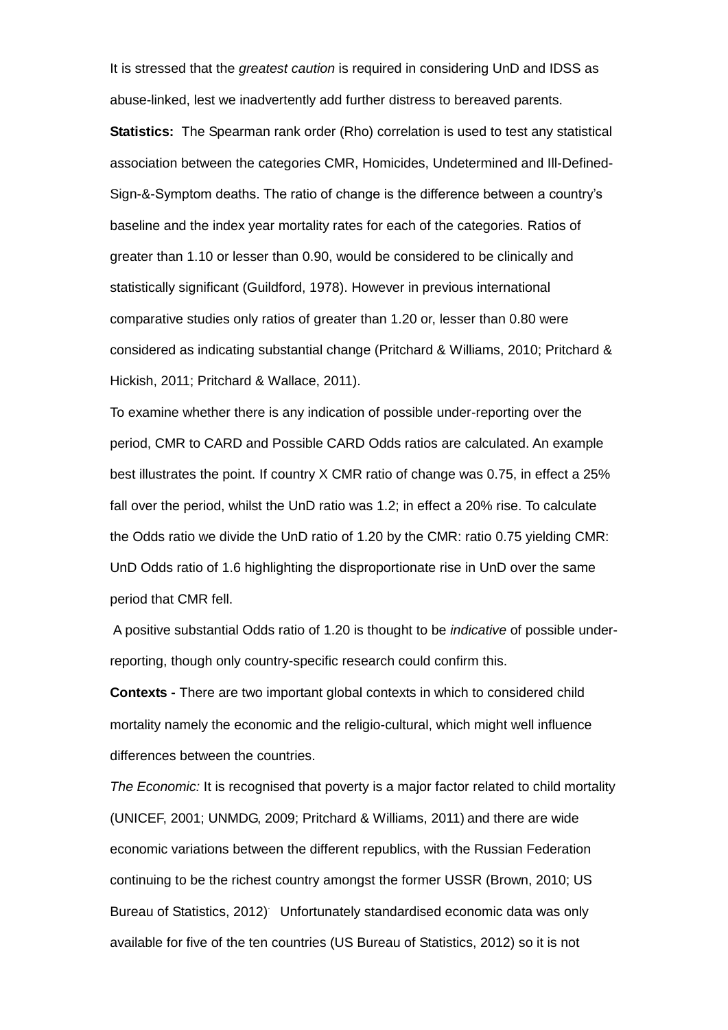It is stressed that the *greatest caution* is required in considering UnD and IDSS as abuse-linked, lest we inadvertently add further distress to bereaved parents.

**Statistics:** The Spearman rank order (Rho) correlation is used to test any statistical association between the categories CMR, Homicides, Undetermined and Ill-Defined-Sign-&-Symptom deaths. The ratio of change is the difference between a country's baseline and the index year mortality rates for each of the categories. Ratios of greater than 1.10 or lesser than 0.90, would be considered to be clinically and statistically significant (Guildford, 1978). However in previous international comparative studies only ratios of greater than 1.20 or, lesser than 0.80 were considered as indicating substantial change (Pritchard & Williams, 2010; Pritchard & Hickish, 2011; Pritchard & Wallace, 2011).

To examine whether there is any indication of possible under-reporting over the period, CMR to CARD and Possible CARD Odds ratios are calculated. An example best illustrates the point. If country X CMR ratio of change was 0.75, in effect a 25% fall over the period, whilst the UnD ratio was 1.2; in effect a 20% rise. To calculate the Odds ratio we divide the UnD ratio of 1.20 by the CMR: ratio 0.75 yielding CMR: UnD Odds ratio of 1.6 highlighting the disproportionate rise in UnD over the same period that CMR fell.

A positive substantial Odds ratio of 1.20 is thought to be *indicative* of possible under-reporting, though only country-specific research could confirm this.

**Contexts -** There are two important global contexts in which to considered child mortality namely the economic and the religio-cultural, which might well influence differences between the countries.

*The Economic:* It is recognised that poverty is a major factor related to child mortality (UNICEF, 2001; UNMDG, 2009; Pritchard & Williams, 2011) and there are wide economic variations between the different republics, with the Russian Federation continuing to be the richest country amongst the former USSR (Brown, 2010; US Bureau of Statistics, 2012). Unfortunately standardised economic data was only available for five of the ten countries (US Bureau of Statistics, 2012) so it is not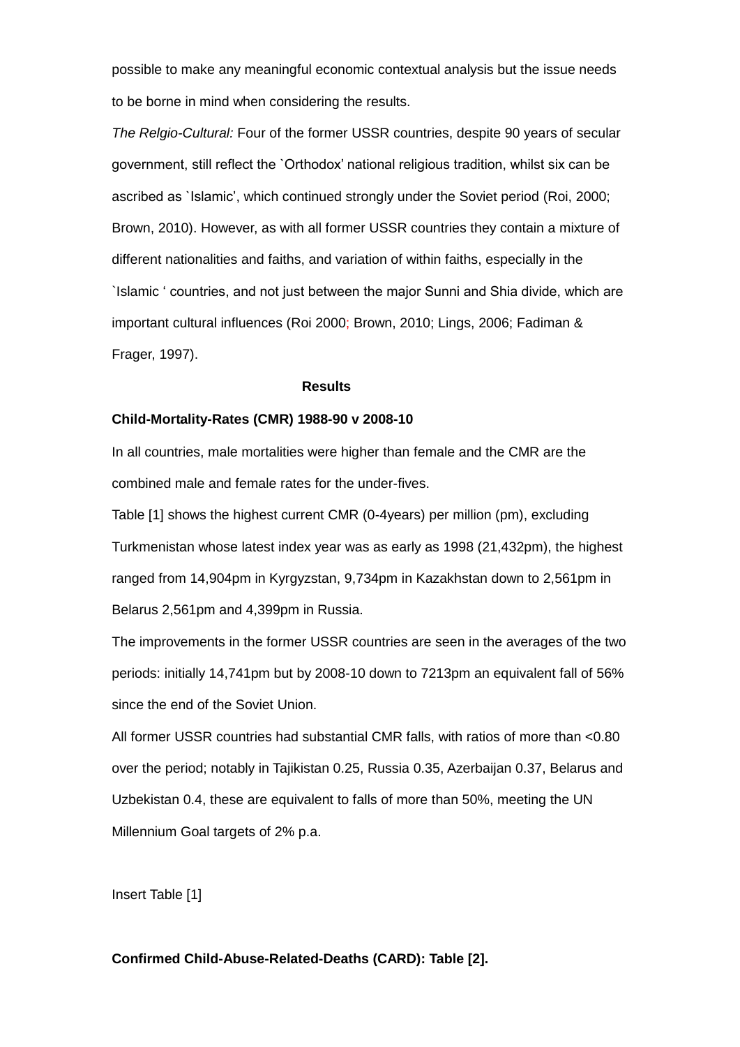possible to make any meaningful economic contextual analysis but the issue needs to be borne in mind when considering the results.

*The Relgio-Cultural:* Four of the former USSR countries, despite 90 years of secular government, still reflect the `Orthodox' national religious tradition, whilst six can be ascribed as `Islamic', which continued strongly under the Soviet period (Roi, 2000; Brown, 2010). However, as with all former USSR countries they contain a mixture of different nationalities and faiths, and variation of within faiths, especially in the `Islamic ' countries, and not just between the major Sunni and Shia divide, which are important cultural influences (Roi 2000; Brown, 2010; Lings, 2006; Fadiman & Frager, 1997).

## Results

**Child-Mortality-Rates (CMR) 1988-90 v 2008-10**

In all countries, male mortalities were higher than female and the CMR are the combined male and female rates for the under-fives.

Table [1] shows the highest current CMR (0-4years) per million (pm), excluding Turkmenistan whose latest index year was as early as 1998 (21,432pm), the highest ranged from 14,904pm in Kyrgyzstan, 9,734pm in Kazakhstan down to 2,561pm in Belarus 2,561pm and 4,399pm in Russia.

The improvements in the former USSR countries are seen in the averages of the two periods: initially 14,741pm but by 2008-10 down to 7213pm an equivalent fall of 56% since the end of the Soviet Union.

All former USSR countries had substantial CMR falls, with ratios of more than <0.80 over the period; notably in Tajikistan 0.25, Russia 0.35, Azerbaijan 0.37, Belarus and Uzbekistan 0.4, these are equivalent to falls of more than 50%, meeting the UN Millennium Goal targets of 2% p.a.

Insert Table [1]

**Confirmed Child-Abuse-Related-Deaths (CARD): Table [2].**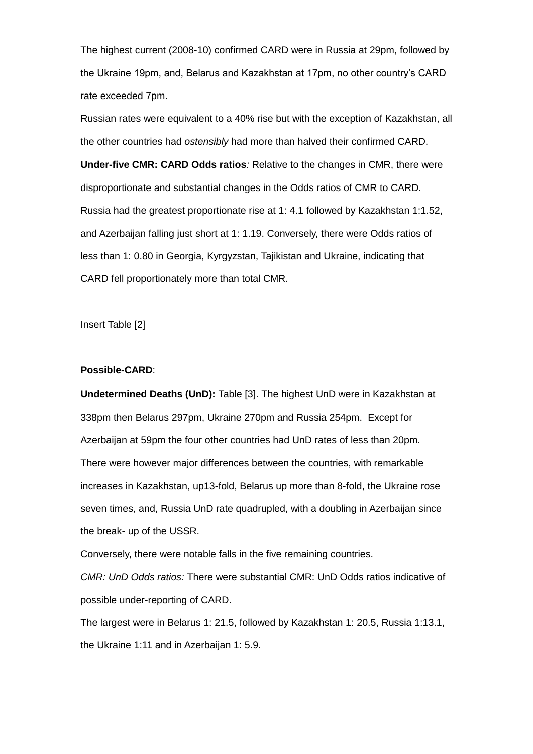The highest current (2008-10) confirmed CARD were in Russia at 29pm, followed by the Ukraine 19pm, and, Belarus and Kazakhstan at 17pm, no other country's CARD rate exceeded 7pm.

Russian rates were equivalent to a 40% rise but with the exception of Kazakhstan, all the other countries had *ostensibly* had more than halved their confirmed CARD.

**Under-five CMR: CARD Odds ratios***:* Relative to the changes in CMR, there were disproportionate and substantial changes in the Odds ratios of CMR to CARD. Russia had the greatest proportionate rise at 1: 4.1 followed by Kazakhstan 1:1.52, and Azerbaijan falling just short at 1: 1.19. Conversely, there were Odds ratios of less than 1: 0.80 in Georgia, Kyrgyzstan, Tajikistan and Ukraine, indicating that CARD fell proportionately more than total CMR.

Insert Table [2]

**Possible-CARD**:

**Undetermined Deaths (UnD):** Table [3]. The highest UnD were in Kazakhstan at 338pm then Belarus 297pm, Ukraine 270pm and Russia 254pm. Except for Azerbaijan at 59pm the four other countries had UnD rates of less than 20pm. There were however major differences between the countries, with remarkable increases in Kazakhstan, up13-fold, Belarus up more than 8-fold, the Ukraine rose seven times, and, Russia UnD rate quadrupled, with a doubling in Azerbaijan since the break- up of the USSR.

Conversely, there were notable falls in the five remaining countries.

*CMR: UnD Odds ratios:* There were substantial CMR: UnD Odds ratios indicative of possible under-reporting of CARD.

The largest were in Belarus 1: 21.5, followed by Kazakhstan 1: 20.5, Russia 1:13.1, the Ukraine 1:11 and in Azerbaijan 1: 5.9.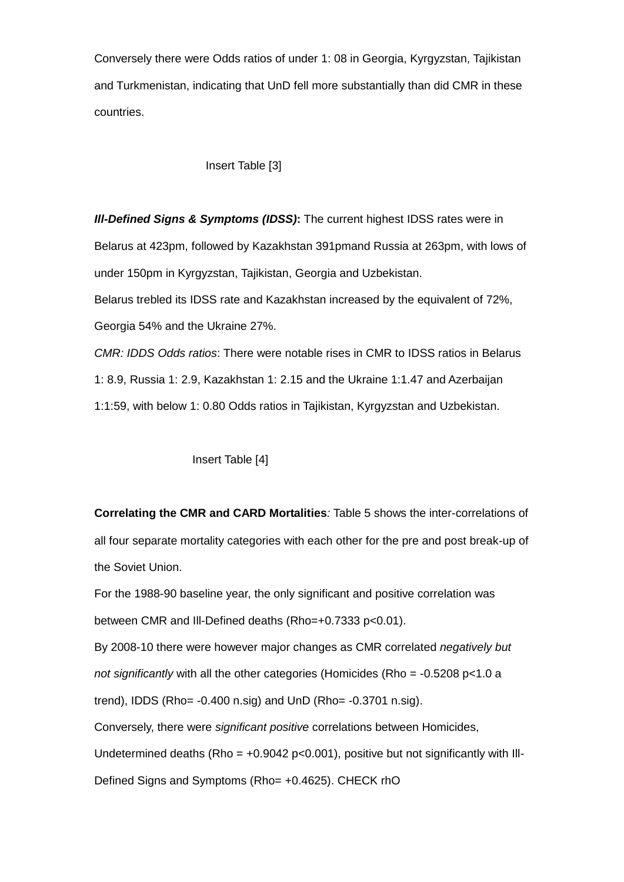Conversely there were Odds ratios of under 1: 08 in Georgia, Kyrgyzstan, Tajikistan and Turkmenistan, indicating that UnD fell more substantially than did CMR in these countries.

Insert Table [3]

***Ill-Defined Signs & Symptoms (IDSS)*:** The current highest IDSS rates were in Belarus at 423pm, followed by Kazakhstan 391pmand Russia at 263pm, with lows of under 150pm in Kyrgyzstan, Tajikistan, Georgia and Uzbekistan.

Belarus trebled its IDSS rate and Kazakhstan increased by the equivalent of 72%, Georgia 54% and the Ukraine 27%.

*CMR: IDDS Odds ratios*: There were notable rises in CMR to IDSS ratios in Belarus 1: 8.9, Russia 1: 2.9, Kazakhstan 1: 2.15 and the Ukraine 1:1.47 and Azerbaijan 1:1:59, with below 1: 0.80 Odds ratios in Tajikistan, Kyrgyzstan and Uzbekistan.

Insert Table [4]

**Correlating the CMR and CARD Mortalities***:* Table 5 shows the inter-correlations of all four separate mortality categories with each other for the pre and post break-up of the Soviet Union.

For the 1988-90 baseline year, the only significant and positive correlation was between CMR and Ill-Defined deaths (Rho=+0.7333 $p<0.01$).

By 2008-10 there were however major changes as CMR correlated *negatively but not significantly* with all the other categories (Homicides (Rho = -0.5208 $p<1.0$ a trend), IDDS (Rho= -0.400 n.sig) and UnD (Rho= -0.3701 n.sig).

Conversely, there were *significant positive* correlations between Homicides, Undetermined deaths (Rho = +0.9042 $p<0.001$), positive but not significantly with Ill-Defined Signs and Symptoms (Rho= +0.4625). CHECK rhO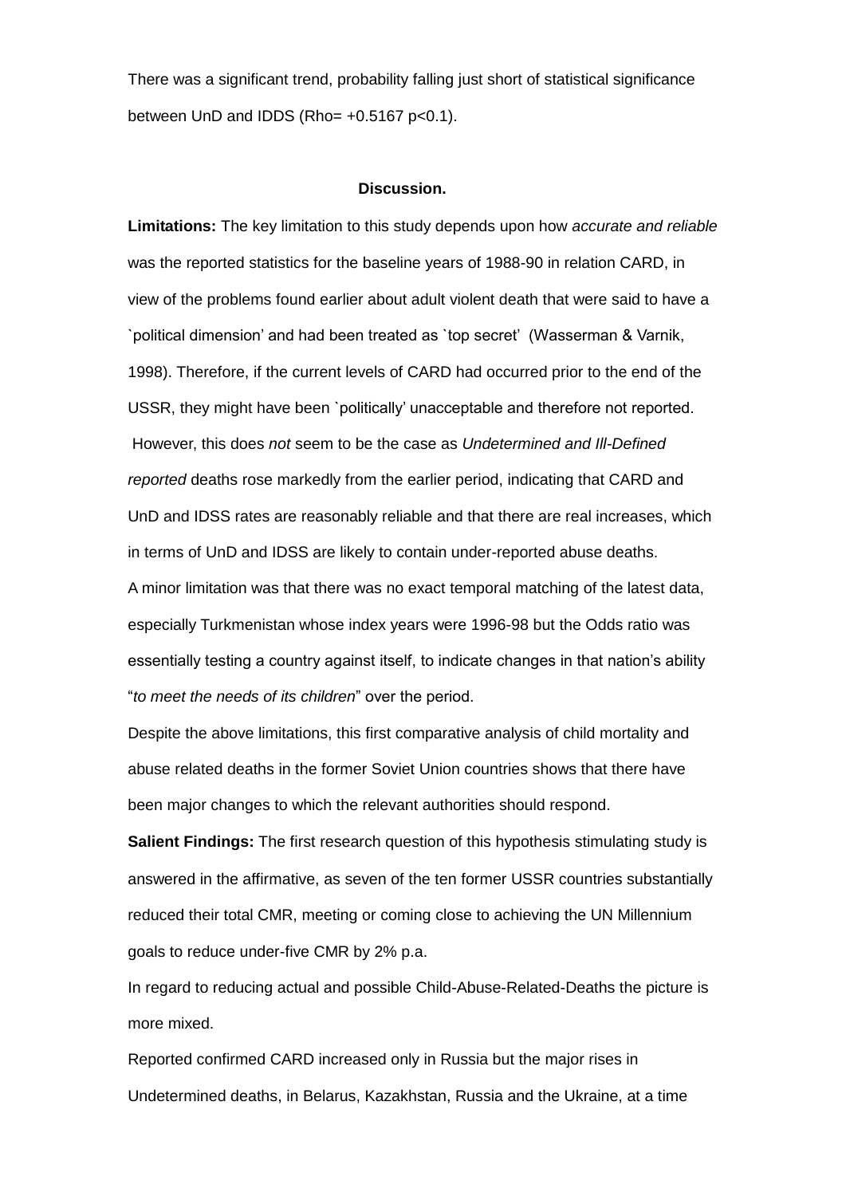There was a significant trend, probability falling just short of statistical significance between UnD and IDDS (Rho= +0.5167 $p<0.1$).

## Discussion.

**Limitations:** The key limitation to this study depends upon how *accurate and reliable* was the reported statistics for the baseline years of 1988-90 in relation CARD, in view of the problems found earlier about adult violent death that were said to have a `political dimension' and had been treated as `top secret' (Wasserman & Varnik, 1998). Therefore, if the current levels of CARD had occurred prior to the end of the USSR, they might have been `politically' unacceptable and therefore not reported. However, this does *not* seem to be the case as *Undetermined and Ill-Defined reported* deaths rose markedly from the earlier period, indicating that CARD and UnD and IDSS rates are reasonably reliable and that there are real increases, which in terms of UnD and IDSS are likely to contain under-reported abuse deaths.

A minor limitation was that there was no exact temporal matching of the latest data, especially Turkmenistan whose index years were 1996-98 but the Odds ratio was essentially testing a country against itself, to indicate changes in that nation's ability "*to meet the needs of its children*" over the period.

Despite the above limitations, this first comparative analysis of child mortality and abuse related deaths in the former Soviet Union countries shows that there have been major changes to which the relevant authorities should respond.

**Salient Findings:** The first research question of this hypothesis stimulating study is answered in the affirmative, as seven of the ten former USSR countries substantially reduced their total CMR, meeting or coming close to achieving the UN Millennium goals to reduce under-five CMR by 2% p.a.

In regard to reducing actual and possible Child-Abuse-Related-Deaths the picture is more mixed.

Reported confirmed CARD increased only in Russia but the major rises in Undetermined deaths, in Belarus, Kazakhstan, Russia and the Ukraine, at a time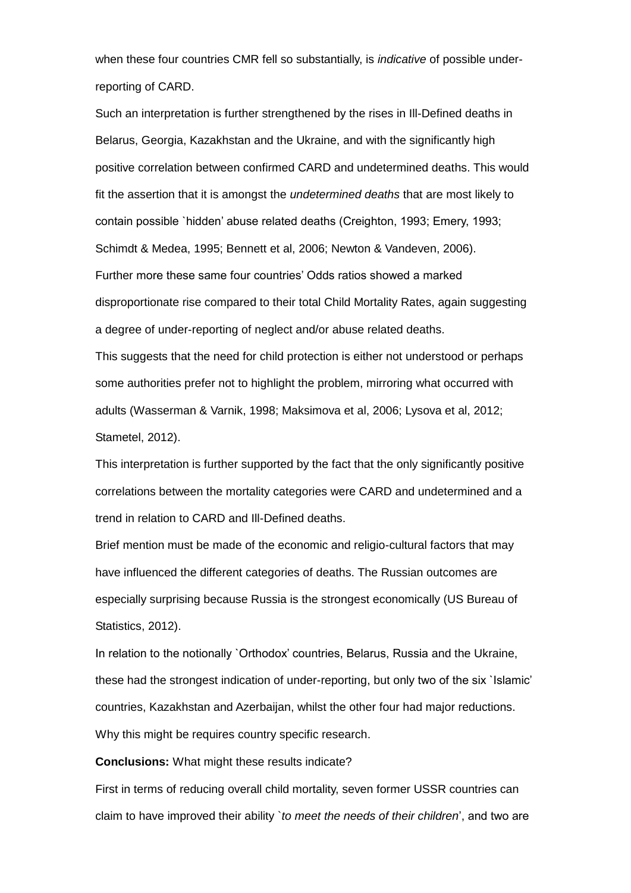when these four countries CMR fell so substantially, is *indicative* of possible under-reporting of CARD.

Such an interpretation is further strengthened by the rises in Ill-Defined deaths in Belarus, Georgia, Kazakhstan and the Ukraine, and with the significantly high positive correlation between confirmed CARD and undetermined deaths. This would fit the assertion that it is amongst the *undetermined deaths* that are most likely to contain possible `hidden' abuse related deaths (Creighton, 1993; Emery, 1993; Schimdt & Medea, 1995; Bennett et al, 2006; Newton & Vandeven, 2006).

Further more these same four countries' Odds ratios showed a marked disproportionate rise compared to their total Child Mortality Rates, again suggesting a degree of under-reporting of neglect and/or abuse related deaths.

This suggests that the need for child protection is either not understood or perhaps some authorities prefer not to highlight the problem, mirroring what occurred with adults (Wasserman & Varnik, 1998; Maksimova et al, 2006; Lysova et al, 2012; Stametel, 2012).

This interpretation is further supported by the fact that the only significantly positive correlations between the mortality categories were CARD and undetermined and a trend in relation to CARD and Ill-Defined deaths.

Brief mention must be made of the economic and religio-cultural factors that may have influenced the different categories of deaths. The Russian outcomes are especially surprising because Russia is the strongest economically (US Bureau of Statistics, 2012).

In relation to the notionally `Orthodox' countries, Belarus, Russia and the Ukraine, these had the strongest indication of under-reporting, but only two of the six `Islamic' countries, Kazakhstan and Azerbaijan, whilst the other four had major reductions. Why this might be requires country specific research.

**Conclusions:** What might these results indicate?

First in terms of reducing overall child mortality, seven former USSR countries can claim to have improved their ability `*to meet the needs of their children*', and two are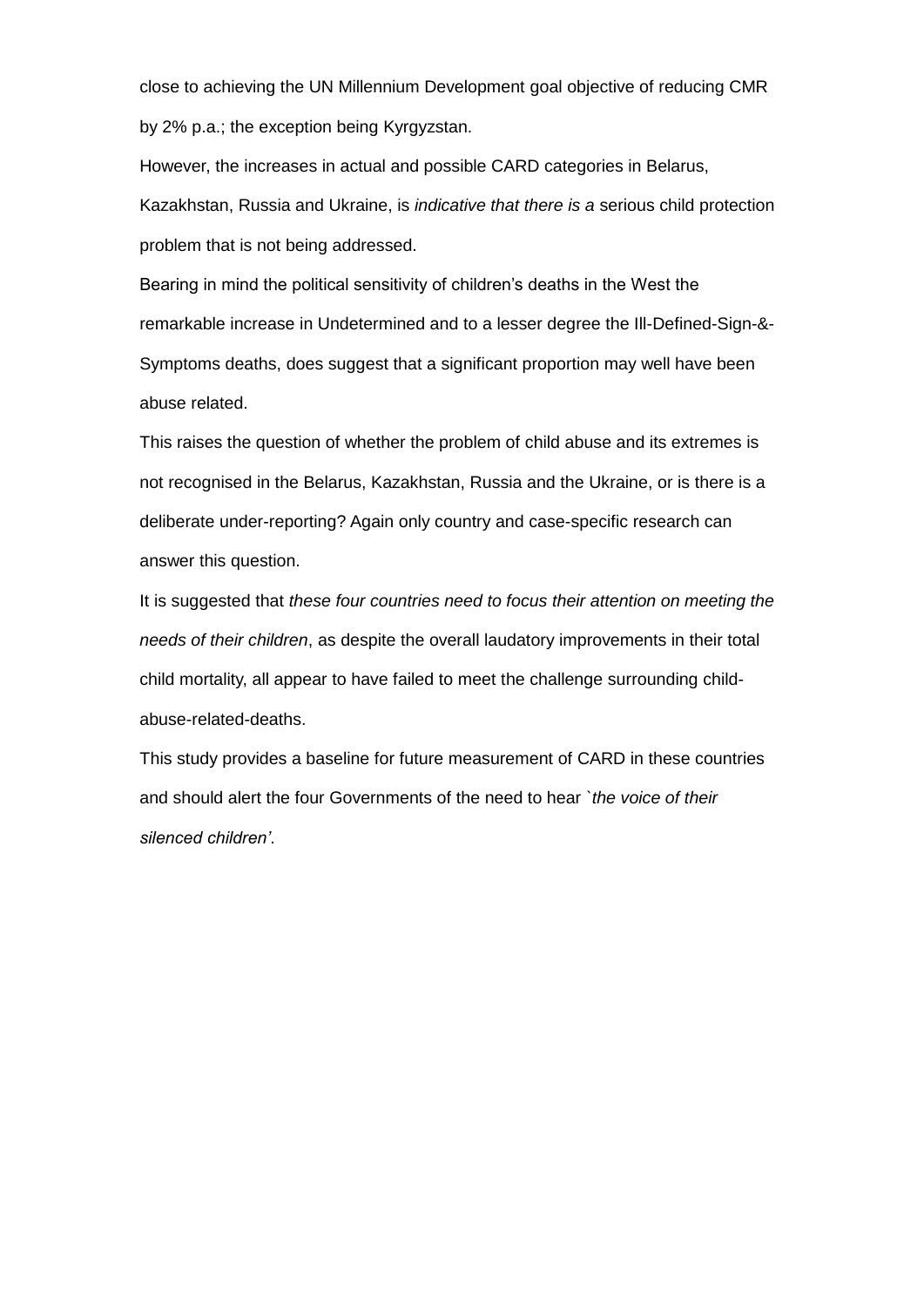close to achieving the UN Millennium Development goal objective of reducing CMR by 2% p.a.; the exception being Kyrgyzstan.

However, the increases in actual and possible CARD categories in Belarus, Kazakhstan, Russia and Ukraine, is *indicative that there is a* serious child protection problem that is not being addressed.

Bearing in mind the political sensitivity of children's deaths in the West the remarkable increase in Undetermined and to a lesser degree the Ill-Defined-Sign-&-Symptoms deaths, does suggest that a significant proportion may well have been abuse related.

This raises the question of whether the problem of child abuse and its extremes is not recognised in the Belarus, Kazakhstan, Russia and the Ukraine, or is there is a deliberate under-reporting? Again only country and case-specific research can answer this question.

It is suggested that *these four countries need to focus their attention on meeting the needs of their children*, as despite the overall laudatory improvements in their total child mortality, all appear to have failed to meet the challenge surrounding child-abuse-related-deaths.

This study provides a baseline for future measurement of CARD in these countries and should alert the four Governments of the need to hear `*the voice of their silenced children'*.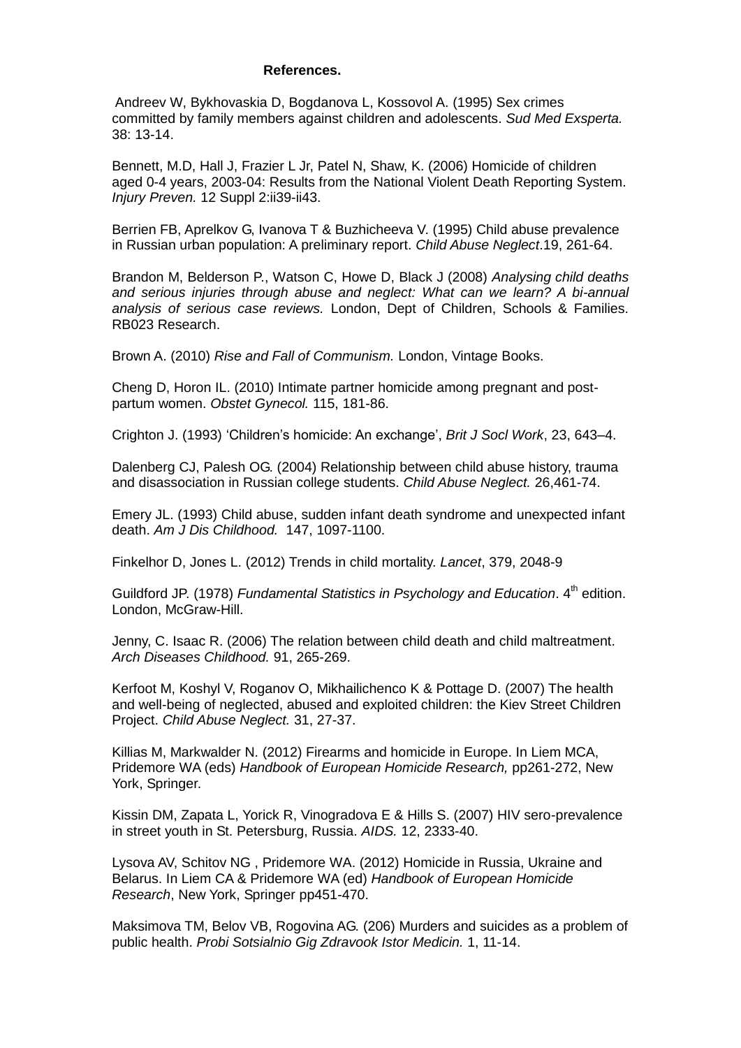**References.**

Andreev W, Bykhovaskia D, Bogdanova L, Kossovol A. (1995) Sex crimes committed by family members against children and adolescents. *Sud Med Exsperta.* 38: 13-14.

Bennett, M.D, Hall J, Frazier L Jr, Patel N, Shaw, K. (2006) Homicide of children aged 0-4 years, 2003-04: Results from the National Violent Death Reporting System. *Injury Preven.* 12 Suppl 2:ii39-ii43.

Berrien FB, Aprelkov G, Ivanova T & Buzhicheeva V. (1995) Child abuse prevalence in Russian urban population: A preliminary report. *Child Abuse Neglect*.19, 261-64.

Brandon M, Belderson P., Watson C, Howe D, Black J (2008) *Analysing child deaths and serious injuries through abuse and neglect: What can we learn? A bi-annual analysis of serious case reviews.* London, Dept of Children, Schools & Families. RB023 Research.

Brown A. (2010) *Rise and Fall of Communism.* London, Vintage Books.

Cheng D, Horon IL. (2010) Intimate partner homicide among pregnant and post-partum women. *Obstet Gynecol.* 115, 181-86.

Crighton J. (1993) 'Children's homicide: An exchange', *Brit J Socl Work*, 23, 643–4.

Dalenberg CJ, Palesh OG. (2004) Relationship between child abuse history, trauma and disassociation in Russian college students. *Child Abuse Neglect.* 26,461-74.

Emery JL. (1993) Child abuse, sudden infant death syndrome and unexpected infant death. *Am J Dis Childhood.* 147, 1097-1100.

Finkelhor D, Jones L. (2012) Trends in child mortality. *Lancet*, 379, 2048-9

Guildford JP. (1978) *Fundamental Statistics in Psychology and Education*. 4th edition. London, McGraw-Hill.

Jenny, C. Isaac R. (2006) The relation between child death and child maltreatment. *Arch Diseases Childhood.* 91, 265-269.

Kerfoot M, Koshyl V, Roganov O, Mikhailichenco K & Pottage D. (2007) The health and well-being of neglected, abused and exploited children: the Kiev Street Children Project. *Child Abuse Neglect.* 31, 27-37.

Killias M, Markwalder N. (2012) Firearms and homicide in Europe. In Liem MCA, Pridemore WA (eds) *Handbook of European Homicide Research,* pp261-272, New York, Springer.

Kissin DM, Zapata L, Yorick R, Vinogradova E & Hills S. (2007) HIV sero-prevalence in street youth in St. Petersburg, Russia. *AIDS.* 12, 2333-40.

Lysova AV, Schitov NG , Pridemore WA. (2012) Homicide in Russia, Ukraine and Belarus. In Liem CA & Pridemore WA (ed) *Handbook of European Homicide Research*, New York, Springer pp451-470.

Maksimova TM, Belov VB, Rogovina AG. (206) Murders and suicides as a problem of public health. *Probi Sotsialnio Gig Zdravook Istor Medicin.* 1, 11-14.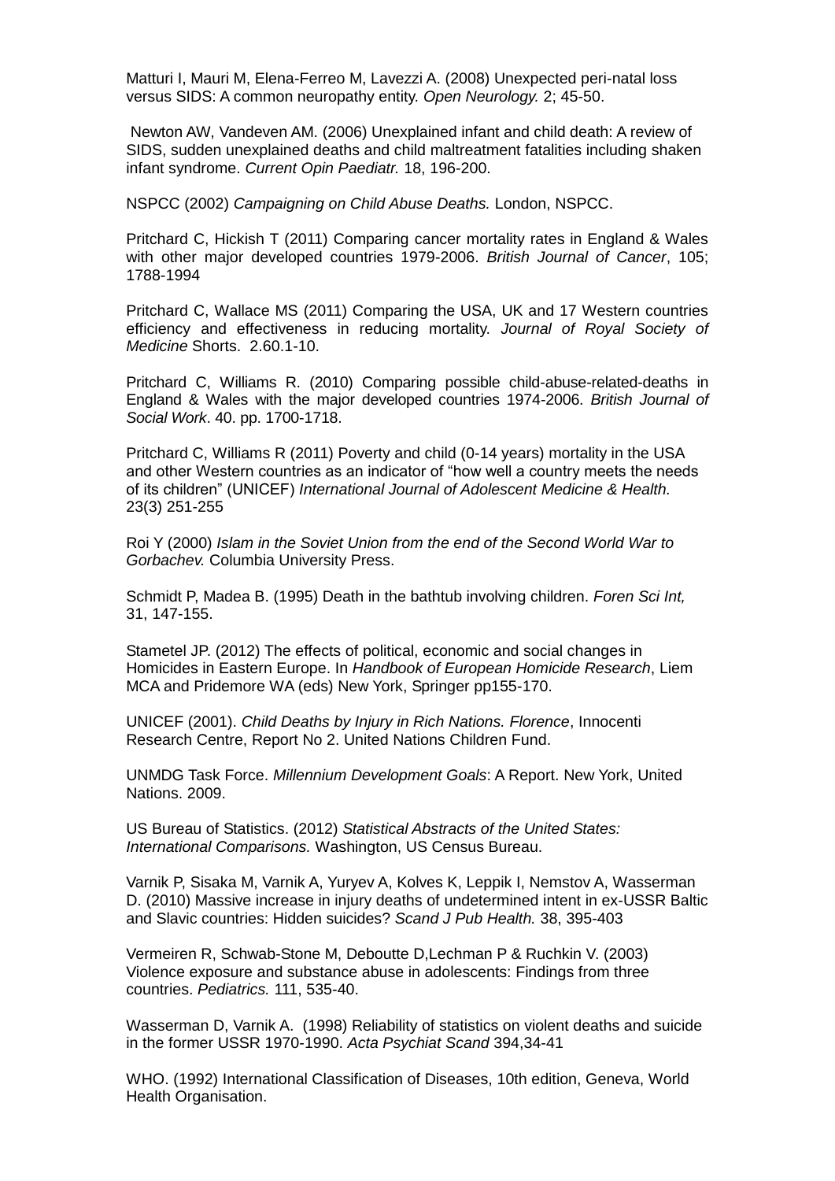Matturi I, Mauri M, Elena-Ferreo M, Lavezzi A. (2008) Unexpected peri-natal loss versus SIDS: A common neuropathy entity. *Open Neurology.* 2; 45-50.

Newton AW, Vandeven AM. (2006) Unexplained infant and child death: A review of SIDS, sudden unexplained deaths and child maltreatment fatalities including shaken infant syndrome. *Current Opin Paediatr.* 18, 196-200.

NSPCC (2002) *Campaigning on Child Abuse Deaths.* London, NSPCC.

Pritchard C, Hickish T (2011) Comparing cancer mortality rates in England & Wales with other major developed countries 1979-2006. *British Journal of Cancer*, 105; 1788-1994

Pritchard C, Wallace MS (2011) Comparing the USA, UK and 17 Western countries efficiency and effectiveness in reducing mortality. *Journal of Royal Society of Medicine* Shorts. 2.60.1-10.

Pritchard C, Williams R. (2010) Comparing possible child-abuse-related-deaths in England & Wales with the major developed countries 1974-2006. *British Journal of Social Work*. 40. pp. 1700-1718.

Pritchard C, Williams R (2011) Poverty and child (0-14 years) mortality in the USA and other Western countries as an indicator of "how well a country meets the needs of its children" (UNICEF) *International Journal of Adolescent Medicine & Health.* 23(3) 251-255

Roi Y (2000) *Islam in the Soviet Union from the end of the Second World War to Gorbachev.* Columbia University Press.

Schmidt P, Madea B. (1995) Death in the bathtub involving children. *Foren Sci Int,* 31, 147-155.

Stametel JP. (2012) The effects of political, economic and social changes in Homicides in Eastern Europe. In *Handbook of European Homicide Research*, Liem MCA and Pridemore WA (eds) New York, Springer pp155-170.

UNICEF (2001). *Child Deaths by Injury in Rich Nations. Florence*, Innocenti Research Centre, Report No 2. United Nations Children Fund.

UNMDG Task Force. *Millennium Development Goals*: A Report. New York, United Nations. 2009.

US Bureau of Statistics. (2012) *Statistical Abstracts of the United States: International Comparisons.* Washington, US Census Bureau.

Varnik P, Sisaka M, Varnik A, Yuryev A, Kolves K, Leppik I, Nemstov A, Wasserman D. (2010) Massive increase in injury deaths of undetermined intent in ex-USSR Baltic and Slavic countries: Hidden suicides? *Scand J Pub Health.* 38, 395-403

Vermeiren R, Schwab-Stone M, Deboutte D,Lechman P & Ruchkin V. (2003) Violence exposure and substance abuse in adolescents: Findings from three countries. *Pediatrics.* 111, 535-40.

Wasserman D, Varnik A. (1998) Reliability of statistics on violent deaths and suicide in the former USSR 1970-1990. *Acta Psychiat Scand* 394,34-41

WHO. (1992) International Classification of Diseases, 10th edition, Geneva, World Health Organisation.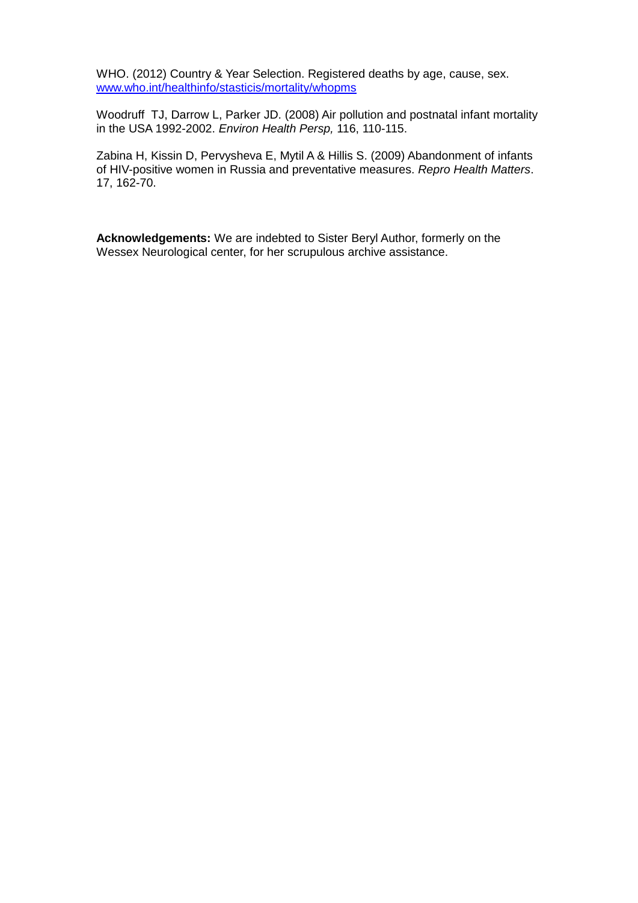WHO. (2012) Country & Year Selection. Registered deaths by age, cause, sex. [www.who.int/healthinfo/stasticis/mortality/whopms](www.who.int/healthinfo/stasticis/mortality/whopms)

Woodruff TJ, Darrow L, Parker JD. (2008) Air pollution and postnatal infant mortality in the USA 1992-2002. *Environ Health Persp,* 116, 110-115.

Zabina H, Kissin D, Pervysheva E, Mytil A & Hillis S. (2009) Abandonment of infants of HIV-positive women in Russia and preventative measures. *Repro Health Matters*. 17, 162-70.

**Acknowledgements:** We are indebted to Sister Beryl Author, formerly on the Wessex Neurological center, for her scrupulous archive assistance.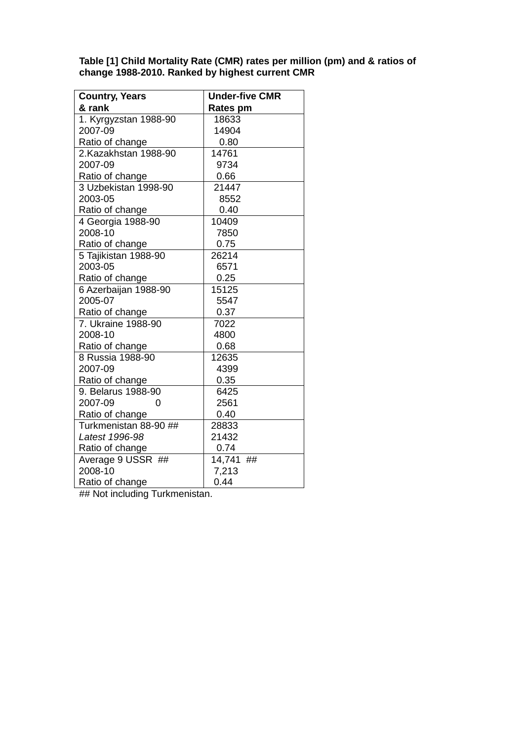**Table [1] Child Mortality Rate (CMR) rates per million (pm) and & ratios of change 1988-2010. Ranked by highest current CMR**

| **Country, Years & rank** | **Under-five CMR Rates pm** |
|---|---|
| 1. Kyrgyzstan 1988-90 | 18633 |
| 2007-09 | 14904 |
| Ratio of change | 0.80 |
| 2.Kazakhstan 1988-90 | 14761 |
| 2007-09 | 9734 |
| Ratio of change | 0.66 |
| 3 Uzbekistan 1998-90 | 21447 |
| 2003-05 | 8552 |
| Ratio of change | 0.40 |
| 4 Georgia 1988-90 | 10409 |
| 2008-10 | 7850 |
| Ratio of change | 0.75 |
| 5 Tajikistan 1988-90 | 26214 |
| 2003-05 | 6571 |
| Ratio of change | 0.25 |
| 6 Azerbaijan 1988-90 | 15125 |
| 2005-07 | 5547 |
| Ratio of change | 0.37 |
| 7. Ukraine 1988-90 | 7022 |
| 2008-10 | 4800 |
| Ratio of change | 0.68 |
| 8 Russia 1988-90 | 12635 |
| 2007-09 | 4399 |
| Ratio of change | 0.35 |
| 9. Belarus 1988-90 | 6425 |
| 2007-09 0 | 2561 |
| Ratio of change | 0.40 |
| Turkmenistan 88-90 ## | 28833 |
| *Latest 1996-98* | 21432 |
| Ratio of change | 0.74 |
| Average 9 USSR ## | 14,741 ## |
| 2008-10 | 7,213 |
| Ratio of change | 0.44 |

## Not including Turkmenistan.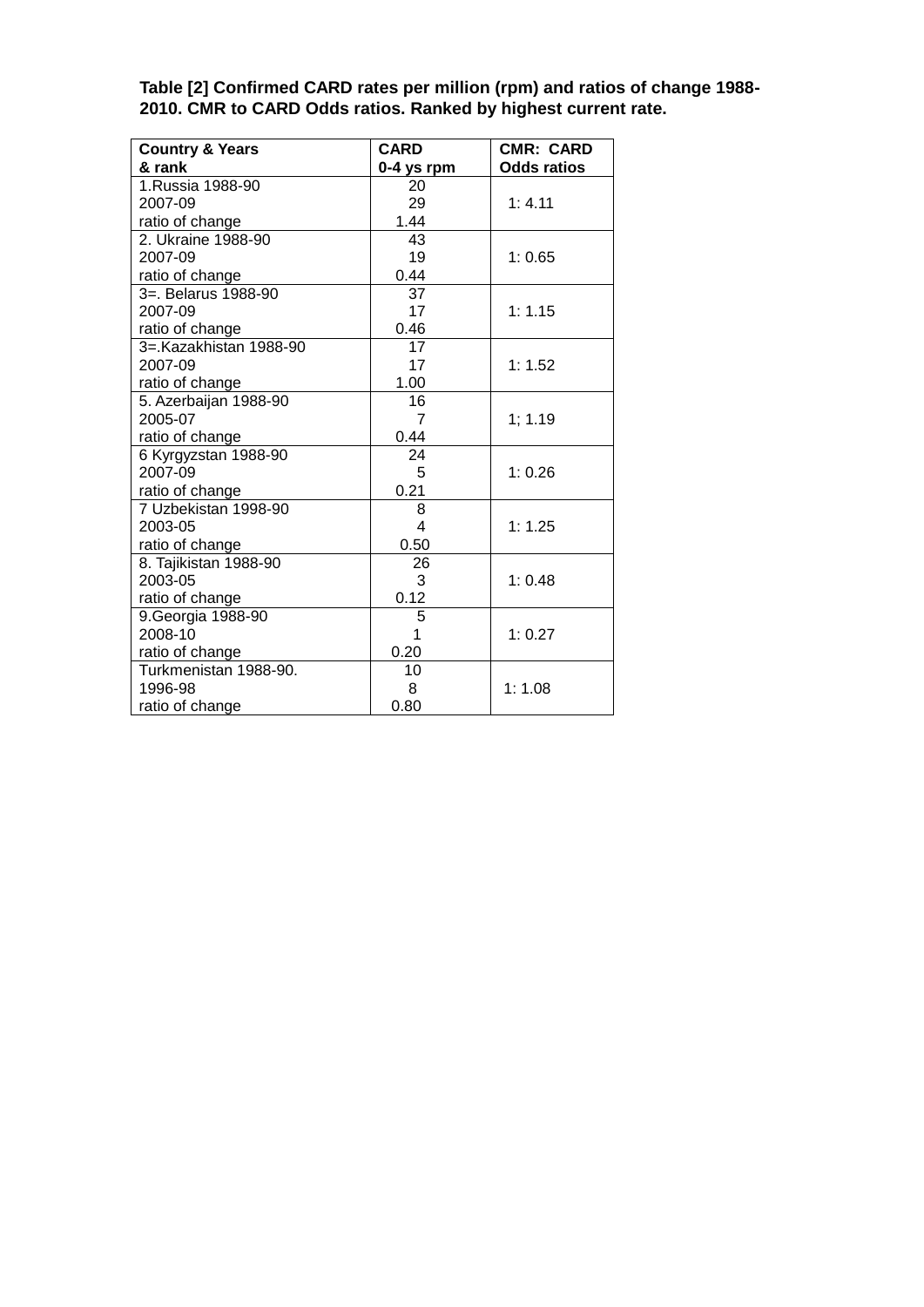**Table [2] Confirmed CARD rates per million (rpm) and ratios of change 1988-2010. CMR to CARD Odds ratios. Ranked by highest current rate.**

| Country & Years & rank | CARD 0-4 ys rpm | CMR: CARD Odds ratios |
|---|---|---|
| 1.Russia 1988-90 | 20 | |
| 2007-09 | 29 | 1: 4.11 |
| ratio of change | 1.44 | |
| 2. Ukraine 1988-90 | 43 | |
| 2007-09 | 19 | 1: 0.65 |
| ratio of change | 0.44 | |
| 3=. Belarus 1988-90 | 37 | |
| 2007-09 | 17 | 1: 1.15 |
| ratio of change | 0.46 | |
| 3=.Kazakhistan 1988-90 | 17 | |
| 2007-09 | 17 | 1: 1.52 |
| ratio of change | 1.00 | |
| 5. Azerbaijan 1988-90 | 16 | |
| 2005-07 | 7 | 1; 1.19 |
| ratio of change | 0.44 | |
| 6 Kyrgyzstan 1988-90 | 24 | |
| 2007-09 | 5 | 1: 0.26 |
| ratio of change | 0.21 | |
| 7 Uzbekistan 1998-90 | 8 | |
| 2003-05 | 4 | 1: 1.25 |
| ratio of change | 0.50 | |
| 8. Tajikistan 1988-90 | 26 | |
| 2003-05 | 3 | 1: 0.48 |
| ratio of change | 0.12 | |
| 9.Georgia 1988-90 | 5 | |
| 2008-10 | 1 | 1: 0.27 |
| ratio of change | 0.20 | |
| Turkmenistan 1988-90. | 10 | |
| 1996-98 | 8 | 1: 1.08 |
| ratio of change | 0.80 | |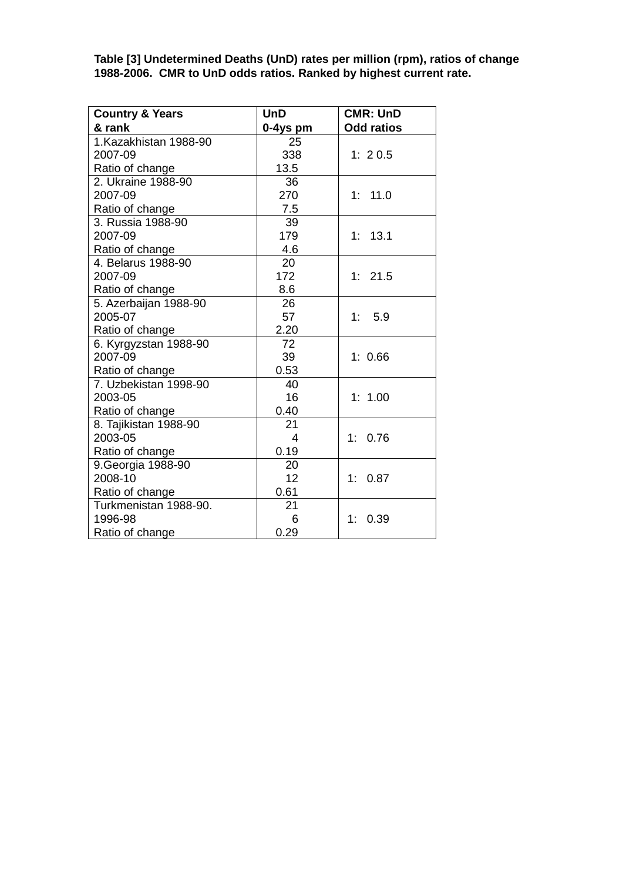**Table [3] Undetermined Deaths (UnD) rates per million (rpm), ratios of change 1988-2006. CMR to UnD odds ratios. Ranked by highest current rate.**

| Country & Years & rank | UnD 0-4ys pm | CMR: UnD Odd ratios |
|---|---|---|
| 1.Kazakhistan 1988-90<br>2007-09<br>Ratio of change | 25<br>338<br>13.5 | 1: 2 0.5 |
| 2. Ukraine 1988-90<br>2007-09<br>Ratio of change | 36<br>270<br>7.5 | 1: 11.0 |
| 3. Russia 1988-90<br>2007-09<br>Ratio of change | 39<br>179<br>4.6 | 1: 13.1 |
| 4. Belarus 1988-90<br>2007-09<br>Ratio of change | 20<br>172<br>8.6 | 1: 21.5 |
| 5. Azerbaijan 1988-90<br>2005-07<br>Ratio of change | 26<br>57<br>2.20 | 1: 5.9 |
| 6. Kyrgyzstan 1988-90<br>2007-09<br>Ratio of change | 72<br>39<br>0.53 | 1: 0.66 |
| 7. Uzbekistan 1998-90<br>2003-05<br>Ratio of change | 40<br>16<br>0.40 | 1: 1.00 |
| 8. Tajikistan 1988-90<br>2003-05<br>Ratio of change | 21<br>4<br>0.19 | 1: 0.76 |
| 9.Georgia 1988-90<br>2008-10<br>Ratio of change | 20<br>12<br>0.61 | 1: 0.87 |
| Turkmenistan 1988-90.<br>1996-98<br>Ratio of change | 21<br>6<br>0.29 | 1: 0.39 |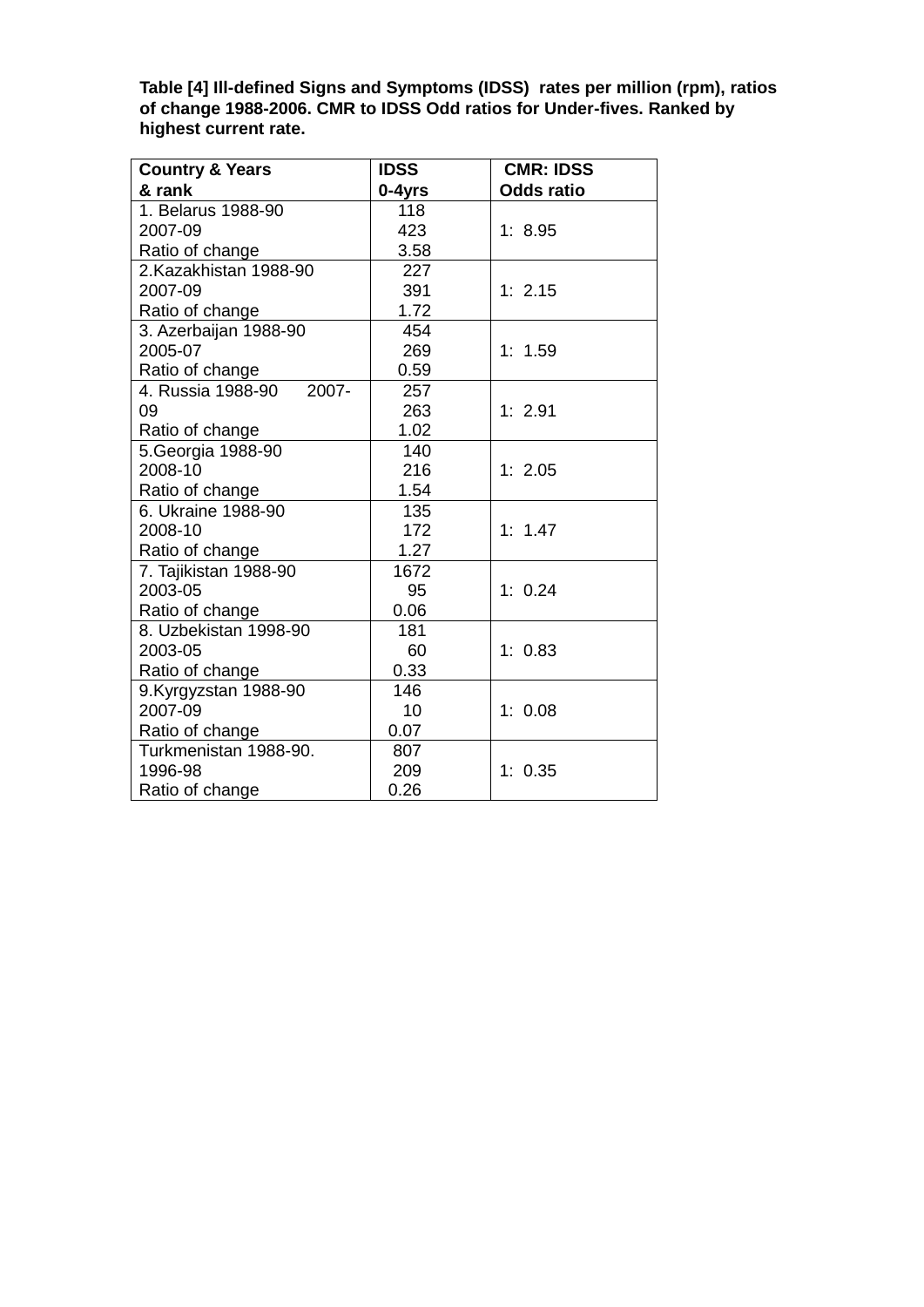**Table [4] Ill-defined Signs and Symptoms (IDSS) rates per million (rpm), ratios of change 1988-2006. CMR to IDSS Odd ratios for Under-fives. Ranked by highest current rate.**

| Country & Years & rank | IDSS 0-4yrs | CMR: IDSS Odds ratio |
|---|---|---|
| 1. Belarus 1988-90<br>2007-09<br>Ratio of change | 118<br>423<br>3.58 | 1: 8.95 |
| 2.Kazakhistan 1988-90<br>2007-09<br>Ratio of change | 227<br>391<br>1.72 | 1: 2.15 |
| 3. Azerbaijan 1988-90<br>2005-07<br>Ratio of change | 454<br>269<br>0.59 | 1: 1.59 |
| 4. Russia 1988-90 2007-09<br>Ratio of change | 257<br>263<br>1.02 | 1: 2.91 |
| 5.Georgia 1988-90<br>2008-10<br>Ratio of change | 140<br>216<br>1.54 | 1: 2.05 |
| 6. Ukraine 1988-90<br>2008-10<br>Ratio of change | 135<br>172<br>1.27 | 1: 1.47 |
| 7. Tajikistan 1988-90<br>2003-05<br>Ratio of change | 1672<br>95<br>0.06 | 1: 0.24 |
| 8. Uzbekistan 1998-90<br>2003-05<br>Ratio of change | 181<br>60<br>0.33 | 1: 0.83 |
| 9.Kyrgyzstan 1988-90<br>2007-09<br>Ratio of change | 146<br>10<br>0.07 | 1: 0.08 |
| Turkmenistan 1988-90.<br>1996-98<br>Ratio of change | 807<br>209<br>0.26 | 1: 0.35 |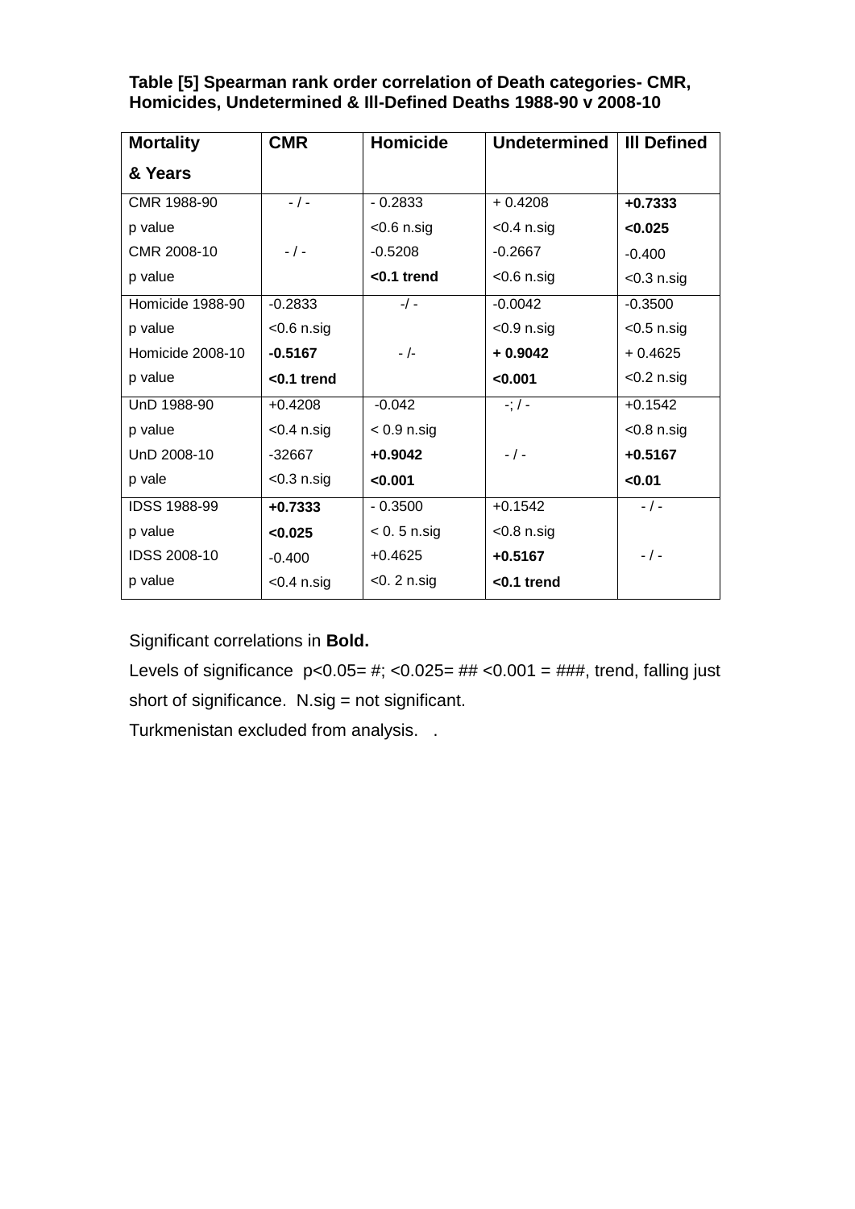**Table [5] Spearman rank order correlation of Death categories- CMR, Homicides, Undetermined & Ill-Defined Deaths 1988-90 v 2008-10**

| Mortality & Years | CMR | Homicide | Undetermined | Ill Defined |
|---|---|---|---|---|
| CMR 1988-90<br>p value<br>CMR 2008-10<br>p value | - / -<br><br>- / - | - 0.2833<br><0.6 n.sig<br>-0.5208<br>**<0.1 trend** | + 0.4208<br><0.4 n.sig<br>-0.2667<br><0.6 n.sig | **+0.7333**<br>**<0.025**<br>-0.400<br><0.3 n.sig |
| Homicide 1988-90<br>p value<br>Homicide 2008-10<br>p value | -0.2833<br><0.6 n.sig<br>**-0.5167**<br>**<0.1 trend** | -/ -<br><br>- /- | -0.0042<br><0.9 n.sig<br>**+ 0.9042**<br>**<0.001** | -0.3500<br><0.5 n.sig<br>+ 0.4625<br><0.2 n.sig |
| UnD 1988-90<br>p value<br>UnD 2008-10<br>p vale | +0.4208<br><0.4 n.sig<br>-32667<br><0.3 n.sig | -0.042<br>< 0.9 n.sig<br>**+0.9042**<br>**<0.001** | -; / -<br><br>- / - | +0.1542<br><0.8 n.sig<br>**+0.5167**<br>**<0.01** |
| IDSS 1988-99<br>p value<br>IDSS 2008-10<br>p value | **+0.7333**<br>**<0.025**<br>-0.400<br><0.4 n.sig | - 0.3500<br>< 0. 5 n.sig<br>+0.4625<br><0. 2 n.sig | +0.1542<br><0.8 n.sig<br>**+0.5167**<br>**<0.1 trend** | - / -<br><br>- / - |

Significant correlations in **Bold.**

Levels of significance p<0.05= #; <0.025= ## <0.001 = ###, trend, falling just short of significance. N.sig = not significant.

Turkmenistan excluded from analysis. .